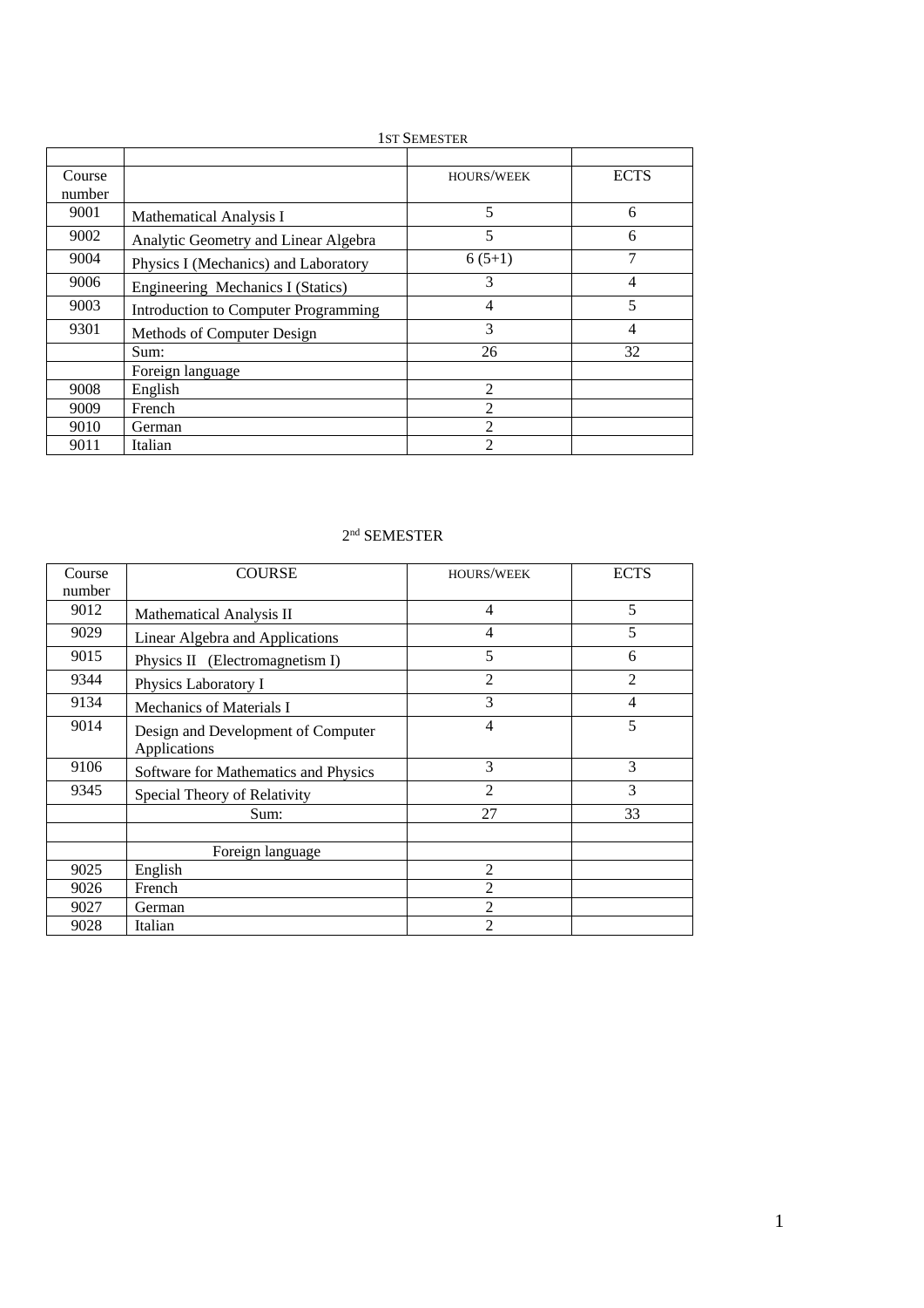1ST SEMESTER

| | | | |
|---|---|---|---|
| Course number | | HOURS/WEEK | ECTS |
| 9001 | Mathematical Analysis I | 5 | 6 |
| 9002 | Analytic Geometry and Linear Algebra | 5 | 6 |
| 9004 | Physics I (Mechanics) and Laboratory | 6 (5+1) | 7 |
| 9006 | Engineering Mechanics I (Statics) | 3 | 4 |
| 9003 | Introduction to Computer Programming | 4 | 5 |
| 9301 | Methods of Computer Design | 3 | 4 |
| | Sum: | 26 | 32 |
| | Foreign language | | |
| 9008 | English | 2 | |
| 9009 | French | 2 | |
| 9010 | German | 2 | |
| 9011 | Italian | 2 | |

2nd SEMESTER

| Course number | COURSE | HOURS/WEEK | ECTS |
|---|---|---|---|
| 9012 | Mathematical Analysis II | 4 | 5 |
| 9029 | Linear Algebra and Applications | 4 | 5 |
| 9015 | Physics II (Electromagnetism I) | 5 | 6 |
| 9344 | Physics Laboratory I | 2 | 2 |
| 9134 | Mechanics of Materials I | 3 | 4 |
| 9014 | Design and Development of Computer Applications | 4 | 5 |
| 9106 | Software for Mathematics and Physics | 3 | 3 |
| 9345 | Special Theory of Relativity | 2 | 3 |
| | Sum: | 27 | 33 |
| | | | |
| | Foreign language | | |
| 9025 | English | 2 | |
| 9026 | French | 2 | |
| 9027 | German | 2 | |
| 9028 | Italian | 2 | |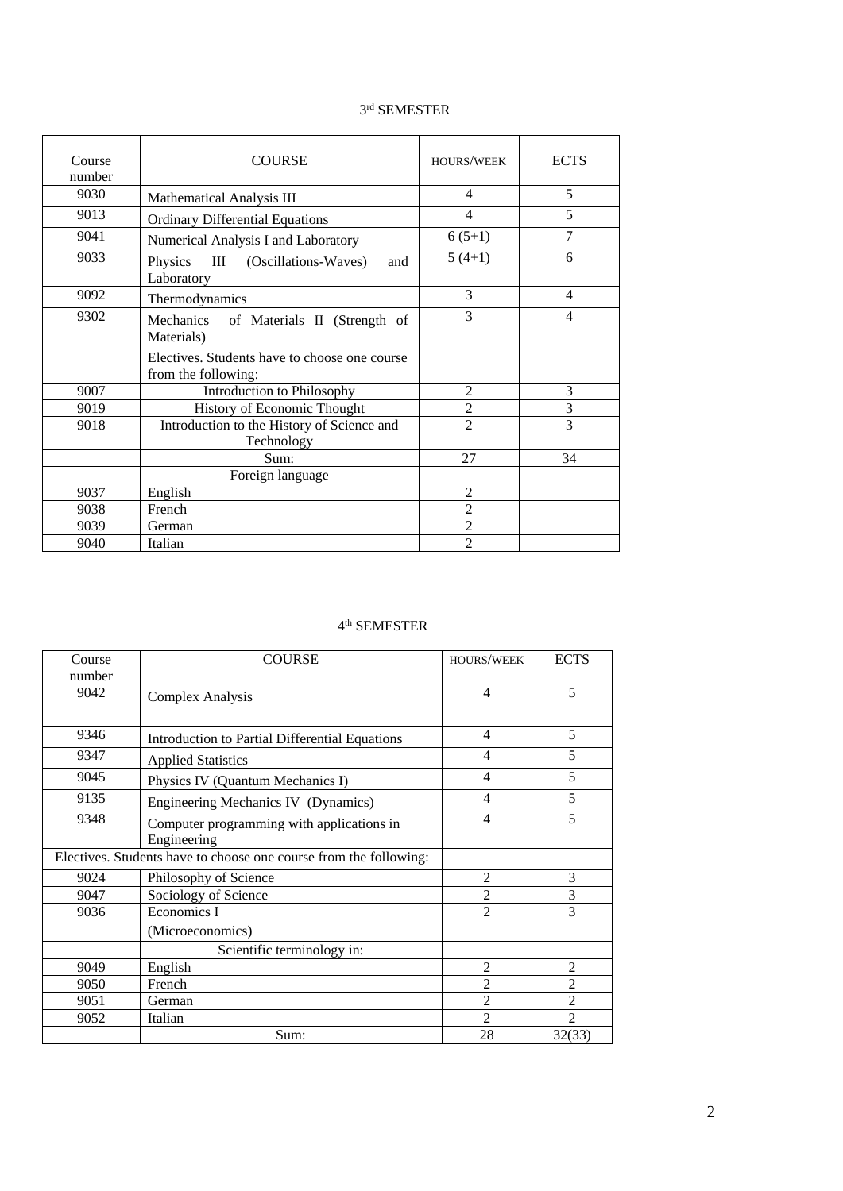## 3rd SEMESTER

| Course number | COURSE | HOURS/WEEK | ECTS |
|---|---|---|---|
| 9030 | Mathematical Analysis III | 4 | 5 |
| 9013 | Ordinary Differential Equations | 4 | 5 |
| 9041 | Numerical Analysis I and Laboratory | 6 (5+1) | 7 |
| 9033 | Physics III (Oscillations-Waves) and Laboratory | 5 (4+1) | 6 |
| 9092 | Thermodynamics | 3 | 4 |
| 9302 | Mechanics of Materials II (Strength of Materials) | 3 | 4 |
| | Electives. Students have to choose one course from the following: | | |
| 9007 | Introduction to Philosophy | 2 | 3 |
| 9019 | History of Economic Thought | 2 | 3 |
| 9018 | Introduction to the History of Science and Technology | 2 | 3 |
| | Sum: | 27 | 34 |
| | Foreign language | | |
| 9037 | English | 2 | |
| 9038 | French | 2 | |
| 9039 | German | 2 | |
| 9040 | Italian | 2 | |

## 4th SEMESTER

| Course number | COURSE | HOURS/WEEK | ECTS |
|---|---|---|---|
| 9042 | Complex Analysis | 4 | 5 |
| 9346 | Introduction to Partial Differential Equations | 4 | 5 |
| 9347 | Applied Statistics | 4 | 5 |
| 9045 | Physics IV (Quantum Mechanics I) | 4 | 5 |
| 9135 | Engineering Mechanics IV (Dynamics) | 4 | 5 |
| 9348 | Computer programming with applications in Engineering | 4 | 5 |
| Electives. Students have to choose one course from the following: | | | |
| 9024 | Philosophy of Science | 2 | 3 |
| 9047 | Sociology of Science | 2 | 3 |
| 9036 | Economics I (Microeconomics) | 2 | 3 |
| | Scientific terminology in: | | |
| 9049 | English | 2 | 2 |
| 9050 | French | 2 | 2 |
| 9051 | German | 2 | 2 |
| 9052 | Italian | 2 | 2 |
| | Sum: | 28 | 32(33) |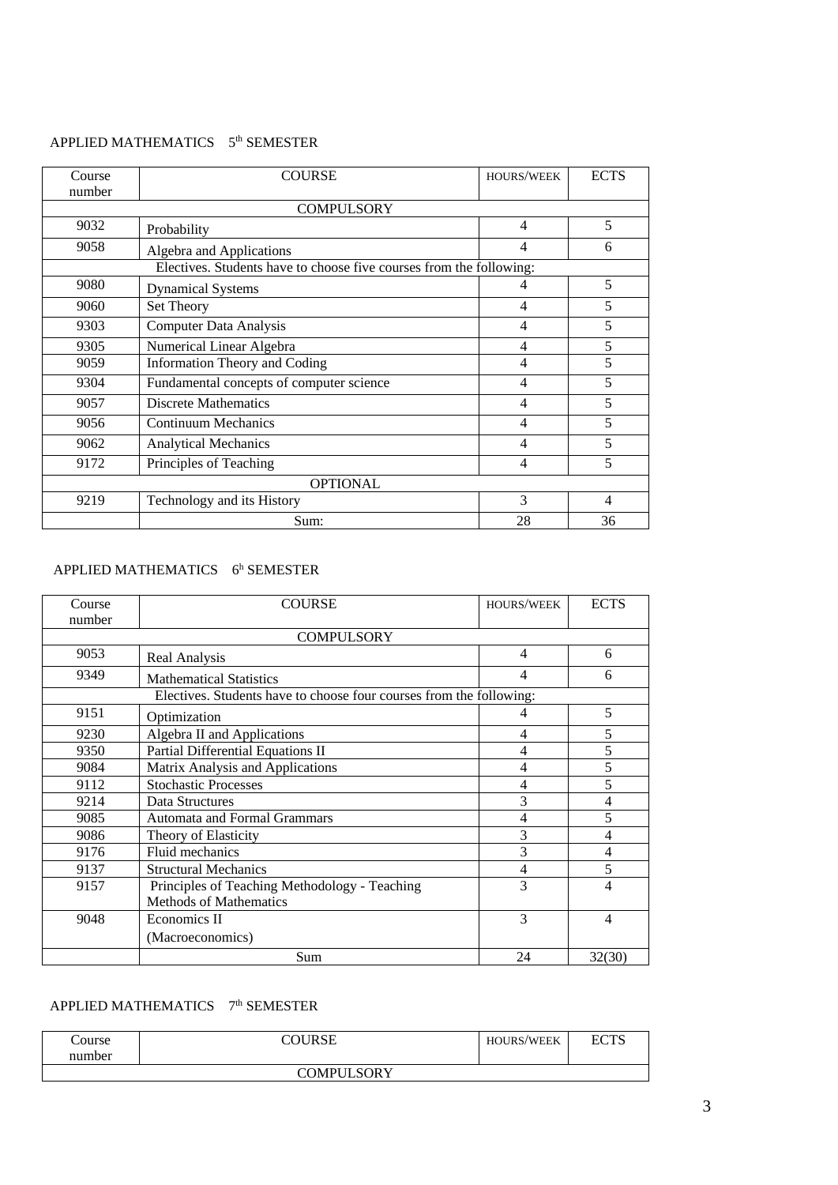APPLIED MATHEMATICS 5th SEMESTER

| Course number | COURSE | HOURS/WEEK | ECTS |
|---|---|---|---|
| COMPULSORY | | | |
| 9032 | Probability | 4 | 5 |
| 9058 | Algebra and Applications | 4 | 6 |
| Electives. Students have to choose five courses from the following: | | | |
| 9080 | Dynamical Systems | 4 | 5 |
| 9060 | Set Theory | 4 | 5 |
| 9303 | Computer Data Analysis | 4 | 5 |
| 9305 | Numerical Linear Algebra | 4 | 5 |
| 9059 | Information Theory and Coding | 4 | 5 |
| 9304 | Fundamental concepts of computer science | 4 | 5 |
| 9057 | Discrete Mathematics | 4 | 5 |
| 9056 | Continuum Mechanics | 4 | 5 |
| 9062 | Analytical Mechanics | 4 | 5 |
| 9172 | Principles of Teaching | 4 | 5 |
| OPTIONAL | | | |
| 9219 | Technology and its History | 3 | 4 |
| | Sum: | 28 | 36 |

APPLIED MATHEMATICS 6h SEMESTER

| Course number | COURSE | HOURS/WEEK | ECTS |
|---|---|---|---|
| COMPULSORY | | | |
| 9053 | Real Analysis | 4 | 6 |
| 9349 | Mathematical Statistics | 4 | 6 |
| Electives. Students have to choose four courses from the following: | | | |
| 9151 | Optimization | 4 | 5 |
| 9230 | Algebra II and Applications | 4 | 5 |
| 9350 | Partial Differential Equations II | 4 | 5 |
| 9084 | Matrix Analysis and Applications | 4 | 5 |
| 9112 | Stochastic Processes | 4 | 5 |
| 9214 | Data Structures | 3 | 4 |
| 9085 | Automata and Formal Grammars | 4 | 5 |
| 9086 | Theory of Elasticity | 3 | 4 |
| 9176 | Fluid mechanics | 3 | 4 |
| 9137 | Structural Mechanics | 4 | 5 |
| 9157 | Principles of Teaching Methodology - Teaching Methods of Mathematics | 3 | 4 |
| 9048 | Economics II (Macroeconomics) | 3 | 4 |
| | Sum | 24 | 32(30) |

APPLIED MATHEMATICS 7th SEMESTER

| Course number | COURSE | HOURS/WEEK | ECTS |
|---|---|---|---|
| COMPULSORY | | | |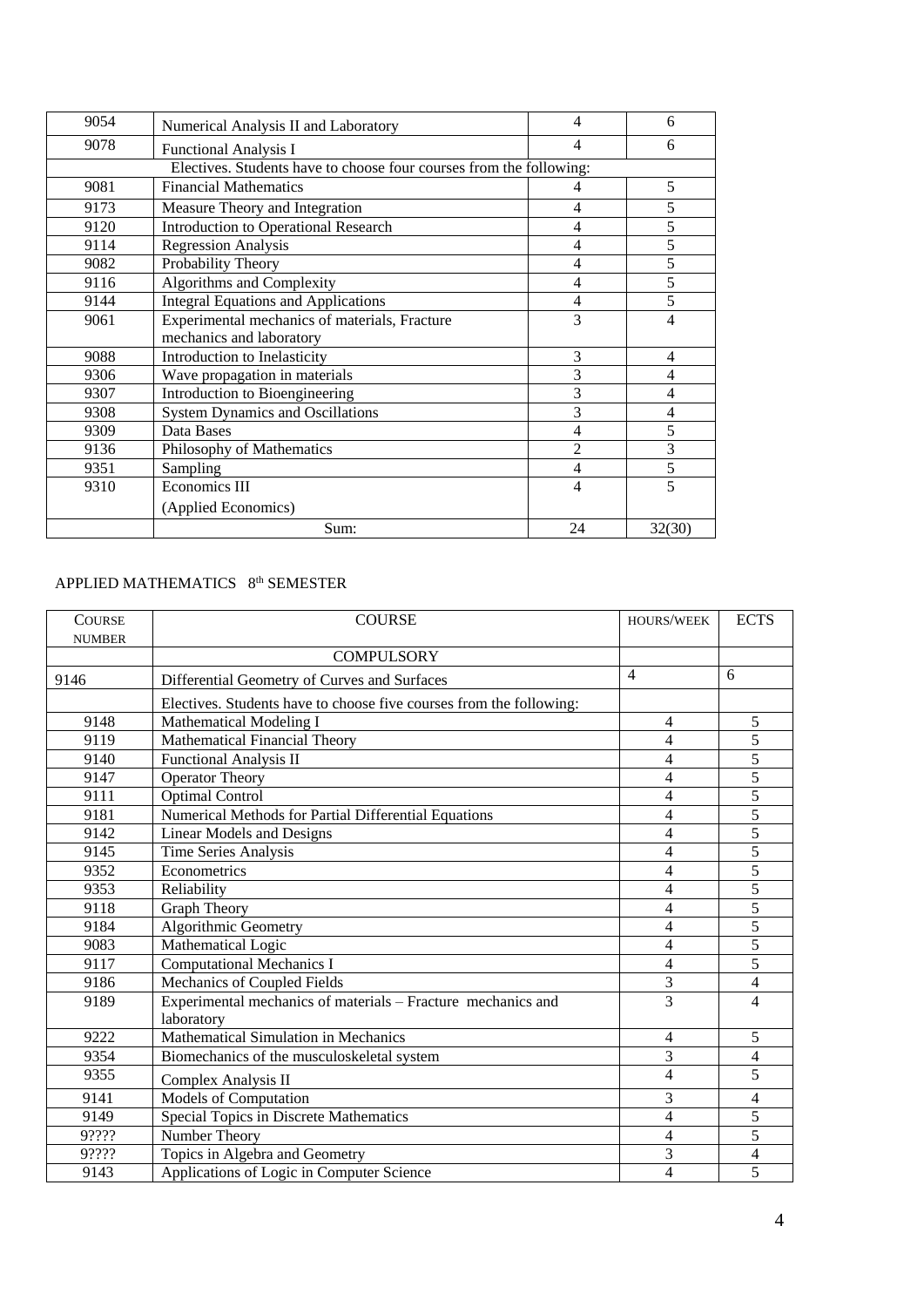| | | | |
|---|---|---|---|
| 9054 | Numerical Analysis II and Laboratory | 4 | 6 |
| 9078 | Functional Analysis I | 4 | 6 |
| | Electives. Students have to choose four courses from the following: | | |
| 9081 | Financial Mathematics | 4 | 5 |
| 9173 | Measure Theory and Integration | 4 | 5 |
| 9120 | Introduction to Operational Research | 4 | 5 |
| 9114 | Regression Analysis | 4 | 5 |
| 9082 | Probability Theory | 4 | 5 |
| 9116 | Algorithms and Complexity | 4 | 5 |
| 9144 | Integral Equations and Applications | 4 | 5 |
| 9061 | Experimental mechanics of materials, Fracture mechanics and laboratory | 3 | 4 |
| 9088 | Introduction to Inelasticity | 3 | 4 |
| 9306 | Wave propagation in materials | 3 | 4 |
| 9307 | Introduction to Bioengineering | 3 | 4 |
| 9308 | System Dynamics and Oscillations | 3 | 4 |
| 9309 | Data Bases | 4 | 5 |
| 9136 | Philosophy of Mathematics | 2 | 3 |
| 9351 | Sampling | 4 | 5 |
| 9310 | Economics III (Applied Economics) | 4 | 5 |
| | Sum: | 24 | 32(30) |

## APPLIED MATHEMATICS 8th SEMESTER

| COURSE NUMBER | COURSE | HOURS/WEEK | ECTS |
|---|---|---|---|
| | COMPULSORY | | |
| 9146 | Differential Geometry of Curves and Surfaces | 4 | 6 |
| | Electives. Students have to choose five courses from the following: | | |
| 9148 | Mathematical Modeling I | 4 | 5 |
| 9119 | Mathematical Financial Theory | 4 | 5 |
| 9140 | Functional Analysis II | 4 | 5 |
| 9147 | Operator Theory | 4 | 5 |
| 9111 | Optimal Control | 4 | 5 |
| 9181 | Numerical Methods for Partial Differential Equations | 4 | 5 |
| 9142 | Linear Models and Designs | 4 | 5 |
| 9145 | Time Series Analysis | 4 | 5 |
| 9352 | Econometrics | 4 | 5 |
| 9353 | Reliability | 4 | 5 |
| 9118 | Graph Theory | 4 | 5 |
| 9184 | Algorithmic Geometry | 4 | 5 |
| 9083 | Mathematical Logic | 4 | 5 |
| 9117 | Computational Mechanics I | 4 | 5 |
| 9186 | Mechanics of Coupled Fields | 3 | 4 |
| 9189 | Experimental mechanics of materials – Fracture mechanics and laboratory | 3 | 4 |
| 9222 | Mathematical Simulation in Mechanics | 4 | 5 |
| 9354 | Biomechanics of the musculoskeletal system | 3 | 4 |
| 9355 | Complex Analysis II | 4 | 5 |
| 9141 | Models of Computation | 3 | 4 |
| 9149 | Special Topics in Discrete Mathematics | 4 | 5 |
| 9???? | Number Theory | 4 | 5 |
| 9???? | Topics in Algebra and Geometry | 3 | 4 |
| 9143 | Applications of Logic in Computer Science | 4 | 5 |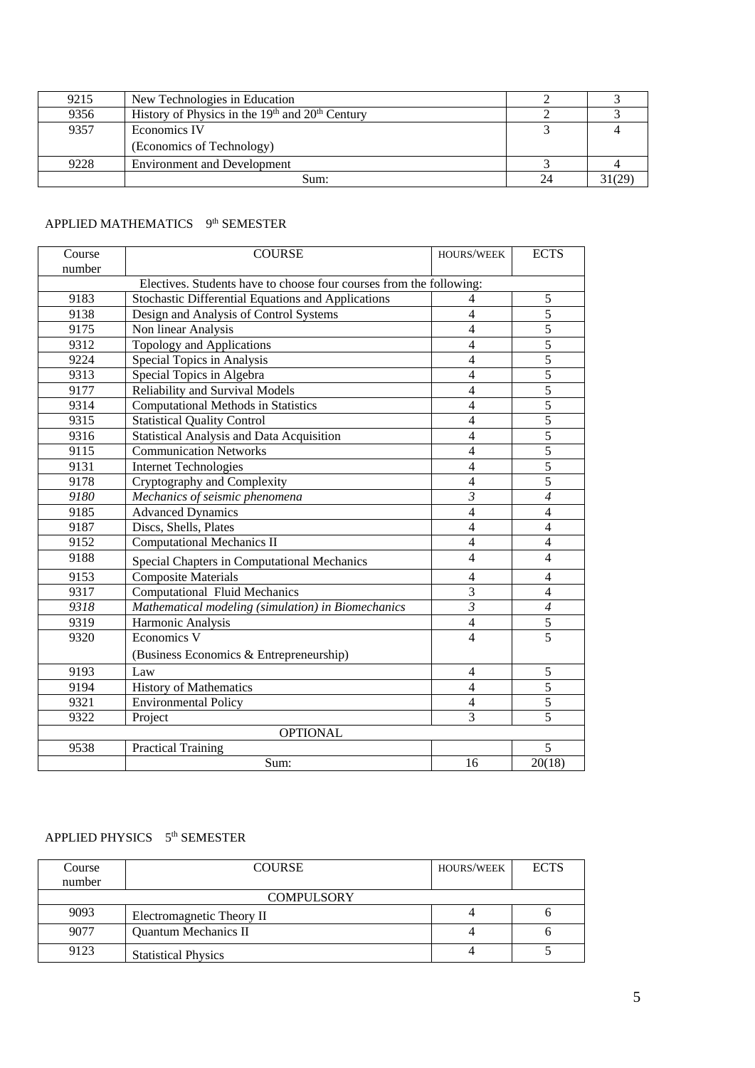| | | | |
|---|---|---|---|
| 9215 | New Technologies in Education | 2 | 3 |
| 9356 | History of Physics in the 19th and 20th Century | 2 | 3 |
| 9357 | Economics IV (Economics of Technology) | 3 | 4 |
| 9228 | Environment and Development | 3 | 4 |
| | Sum: | 24 | 31(29) |

APPLIED MATHEMATICS 9th SEMESTER

| Course number | COURSE | HOURS/WEEK | ECTS |
|---|---|---|---|
| Electives. Students have to choose four courses from the following: | | | |
| 9183 | Stochastic Differential Equations and Applications | 4 | 5 |
| 9138 | Design and Analysis of Control Systems | 4 | 5 |
| 9175 | Non linear Analysis | 4 | 5 |
| 9312 | Topology and Applications | 4 | 5 |
| 9224 | Special Topics in Analysis | 4 | 5 |
| 9313 | Special Topics in Algebra | 4 | 5 |
| 9177 | Reliability and Survival Models | 4 | 5 |
| 9314 | Computational Methods in Statistics | 4 | 5 |
| 9315 | Statistical Quality Control | 4 | 5 |
| 9316 | Statistical Analysis and Data Acquisition | 4 | 5 |
| 9115 | Communication Networks | 4 | 5 |
| 9131 | Internet Technologies | 4 | 5 |
| 9178 | Cryptography and Complexity | 4 | 5 |
| *9180* | *Mechanics of seismic phenomena* | *3* | *4* |
| 9185 | Advanced Dynamics | 4 | 4 |
| 9187 | Discs, Shells, Plates | 4 | 4 |
| 9152 | Computational Mechanics II | 4 | 4 |
| 9188 | Special Chapters in Computational Mechanics | 4 | 4 |
| 9153 | Composite Materials | 4 | 4 |
| 9317 | Computational Fluid Mechanics | 3 | 4 |
| *9318* | *Mathematical modeling (simulation) in Biomechanics* | *3* | *4* |
| 9319 | Harmonic Analysis | 4 | 5 |
| 9320 | Economics V (Business Economics & Entrepreneurship) | 4 | 5 |
| 9193 | Law | 4 | 5 |
| 9194 | History of Mathematics | 4 | 5 |
| 9321 | Environmental Policy | 4 | 5 |
| 9322 | Project | 3 | 5 |
| OPTIONAL | | | |
| 9538 | Practical Training | | 5 |
| | Sum: | 16 | 20(18) |

APPLIED PHYSICS 5th SEMESTER

| Course number | COURSE | HOURS/WEEK | ECTS |
|---|---|---|---|
| COMPULSORY | | | |
| 9093 | Electromagnetic Theory II | 4 | 6 |
| 9077 | Quantum Mechanics II | 4 | 6 |
| 9123 | Statistical Physics | 4 | 5 |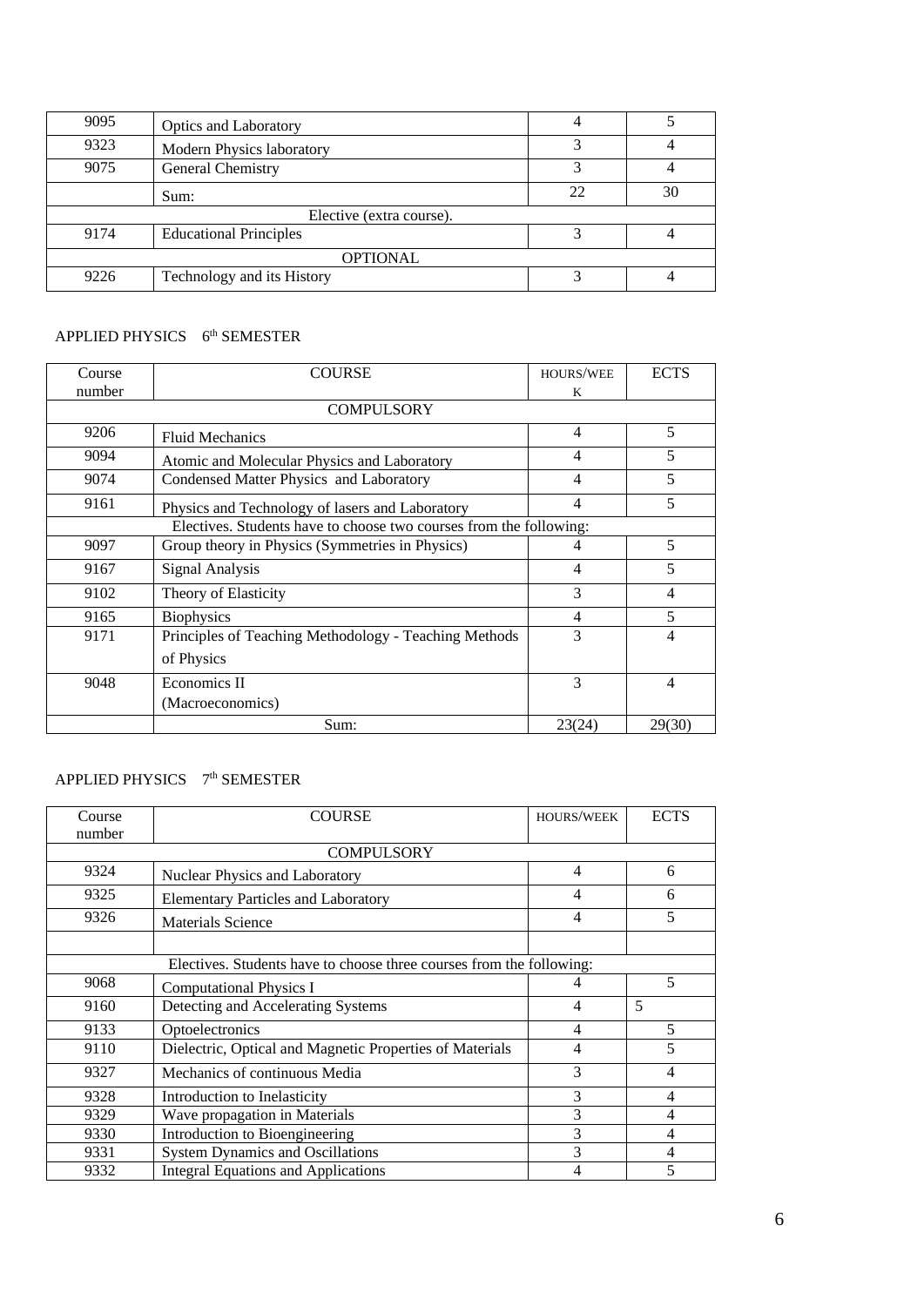| | | | |
|---|---|---|---|
| 9095 | Optics and Laboratory | 4 | 5 |
| 9323 | Modern Physics laboratory | 3 | 4 |
| 9075 | General Chemistry | 3 | 4 |
| | Sum: | 22 | 30 |
| Elective (extra course). | | | |
| 9174 | Educational Principles | 3 | 4 |
| OPTIONAL | | | |
| 9226 | Technology and its History | 3 | 4 |

APPLIED PHYSICS 6th SEMESTER

| Course number | COURSE | HOURS/WEEK | ECTS |
|---|---|---|---|
| COMPULSORY | | | |
| 9206 | Fluid Mechanics | 4 | 5 |
| 9094 | Atomic and Molecular Physics and Laboratory | 4 | 5 |
| 9074 | Condensed Matter Physics and Laboratory | 4 | 5 |
| 9161 | Physics and Technology of lasers and Laboratory | 4 | 5 |
| Electives. Students have to choose two courses from the following: | | | |
| 9097 | Group theory in Physics (Symmetries in Physics) | 4 | 5 |
| 9167 | Signal Analysis | 4 | 5 |
| 9102 | Theory of Elasticity | 3 | 4 |
| 9165 | Biophysics | 4 | 5 |
| 9171 | Principles of Teaching Methodology - Teaching Methods of Physics | 3 | 4 |
| 9048 | Economics II (Macroeconomics) | 3 | 4 |
| | Sum: | 23(24) | 29(30) |

APPLIED PHYSICS 7th SEMESTER

| Course number | COURSE | HOURS/WEEK | ECTS |
|---|---|---|---|
| COMPULSORY | | | |
| 9324 | Nuclear Physics and Laboratory | 4 | 6 |
| 9325 | Elementary Particles and Laboratory | 4 | 6 |
| 9326 | Materials Science | 4 | 5 |
| | | | |
| Electives. Students have to choose three courses from the following: | | | |
| 9068 | Computational Physics I | 4 | 5 |
| 9160 | Detecting and Accelerating Systems | 4 | 5 |
| 9133 | Optoelectronics | 4 | 5 |
| 9110 | Dielectric, Optical and Magnetic Properties of Materials | 4 | 5 |
| 9327 | Mechanics of continuous Media | 3 | 4 |
| 9328 | Introduction to Inelasticity | 3 | 4 |
| 9329 | Wave propagation in Materials | 3 | 4 |
| 9330 | Introduction to Bioengineering | 3 | 4 |
| 9331 | System Dynamics and Oscillations | 3 | 4 |
| 9332 | Integral Equations and Applications | 4 | 5 |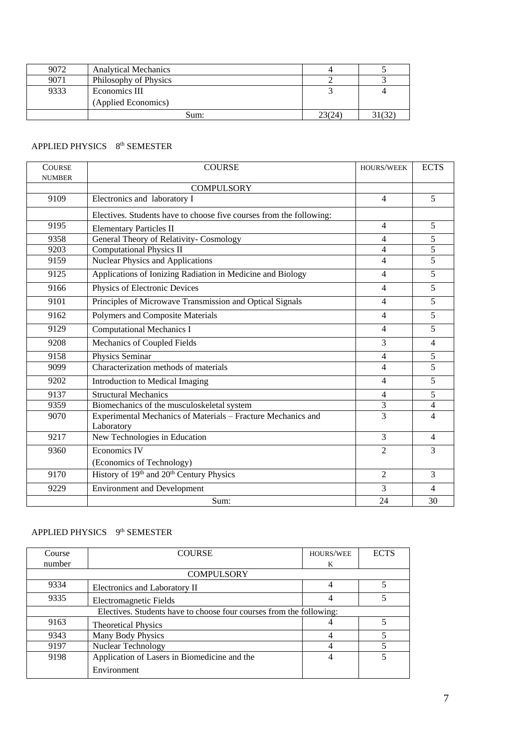| | | | |
|---|---|---|---|
| 9072 | Analytical Mechanics | 4 | 5 |
| 9071 | Philosophy of Physics | 2 | 3 |
| 9333 | Economics III (Applied Economics) | 3 | 4 |
| | Sum: | 23(24) | 31(32) |

## APPLIED PHYSICS 8th SEMESTER

| COURSE NUMBER | COURSE | HOURS/WEEK | ECTS |
|---|---|---|---|
| | COMPULSORY | | |
| 9109 | Electronics and laboratory I | 4 | 5 |
| | Electives. Students have to choose five courses from the following: | | |
| 9195 | Elementary Particles II | 4 | 5 |
| 9358 | General Theory of Relativity- Cosmology | 4 | 5 |
| 9203 | Computational Physics II | 4 | 5 |
| 9159 | Nuclear Physics and Applications | 4 | 5 |
| 9125 | Applications of Ionizing Radiation in Medicine and Biology | 4 | 5 |
| 9166 | Physics of Electronic Devices | 4 | 5 |
| 9101 | Principles of Microwave Transmission and Optical Signals | 4 | 5 |
| 9162 | Polymers and Composite Materials | 4 | 5 |
| 9129 | Computational Mechanics I | 4 | 5 |
| 9208 | Mechanics of Coupled Fields | 3 | 4 |
| 9158 | Physics Seminar | 4 | 5 |
| 9099 | Characterization methods of materials | 4 | 5 |
| 9202 | Introduction to Medical Imaging | 4 | 5 |
| 9137 | Structural Mechanics | 4 | 5 |
| 9359 | Biomechanics of the musculoskeletal system | 3 | 4 |
| 9070 | Experimental Mechanics of Materials – Fracture Mechanics and Laboratory | 3 | 4 |
| 9217 | New Technologies in Education | 3 | 4 |
| 9360 | Economics IV (Economics of Technology) | 2 | 3 |
| 9170 | History of 19th and 20th Century Physics | 2 | 3 |
| 9229 | Environment and Development | 3 | 4 |
| | Sum: | 24 | 30 |

## APPLIED PHYSICS 9th SEMESTER

| Course number | COURSE | HOURS/WEEK | ECTS |
|---|---|---|---|
| | COMPULSORY | | |
| 9334 | Electronics and Laboratory II | 4 | 5 |
| 9335 | Electromagnetic Fields | 4 | 5 |
| | Electives. Students have to choose four courses from the following: | | |
| 9163 | Theoretical Physics | 4 | 5 |
| 9343 | Many Body Physics | 4 | 5 |
| 9197 | Nuclear Technology | 4 | 5 |
| 9198 | Application of Lasers in Biomedicine and the Environment | 4 | 5 |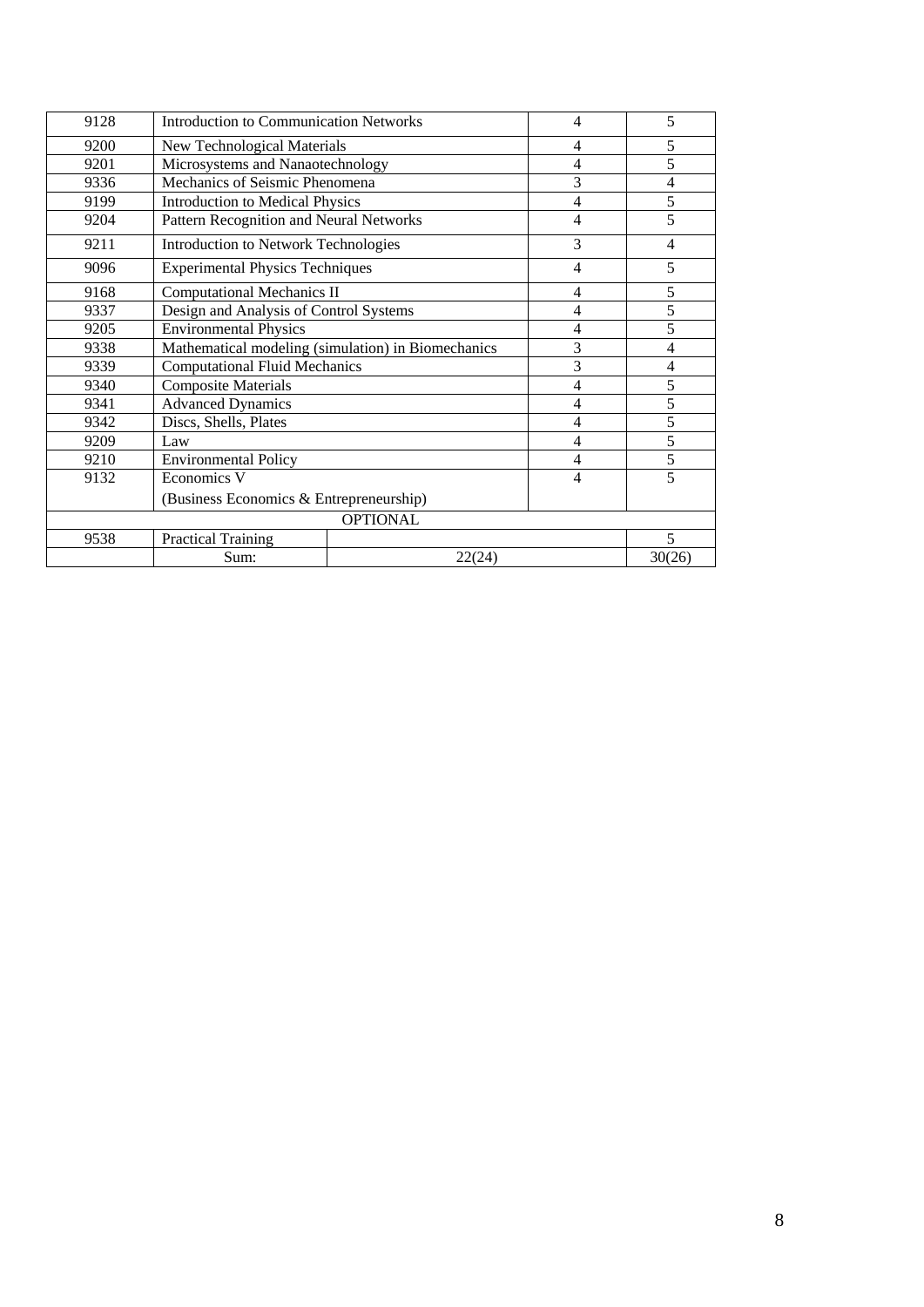| | | | |
|---|---|---|---|
| 9128 | Introduction to Communication Networks | 4 | 5 |
| 9200 | New Technological Materials | 4 | 5 |
| 9201 | Microsystems and Nanaotechnology | 4 | 5 |
| 9336 | Mechanics of Seismic Phenomena | 3 | 4 |
| 9199 | Introduction to Medical Physics | 4 | 5 |
| 9204 | Pattern Recognition and Neural Networks | 4 | 5 |
| 9211 | Introduction to Network Technologies | 3 | 4 |
| 9096 | Experimental Physics Techniques | 4 | 5 |
| 9168 | Computational Mechanics II | 4 | 5 |
| 9337 | Design and Analysis of Control Systems | 4 | 5 |
| 9205 | Environmental Physics | 4 | 5 |
| 9338 | Mathematical modeling (simulation) in Biomechanics | 3 | 4 |
| 9339 | Computational Fluid Mechanics | 3 | 4 |
| 9340 | Composite Materials | 4 | 5 |
| 9341 | Advanced Dynamics | 4 | 5 |
| 9342 | Discs, Shells, Plates | 4 | 5 |
| 9209 | Law | 4 | 5 |
| 9210 | Environmental Policy | 4 | 5 |
| 9132 | Economics V (Business Economics & Entrepreneurship) | 4 | 5 |
| | OPTIONAL | | |
| 9538 | Practical Training | | 5 |
| | Sum: | 22(24) | 30(26) |